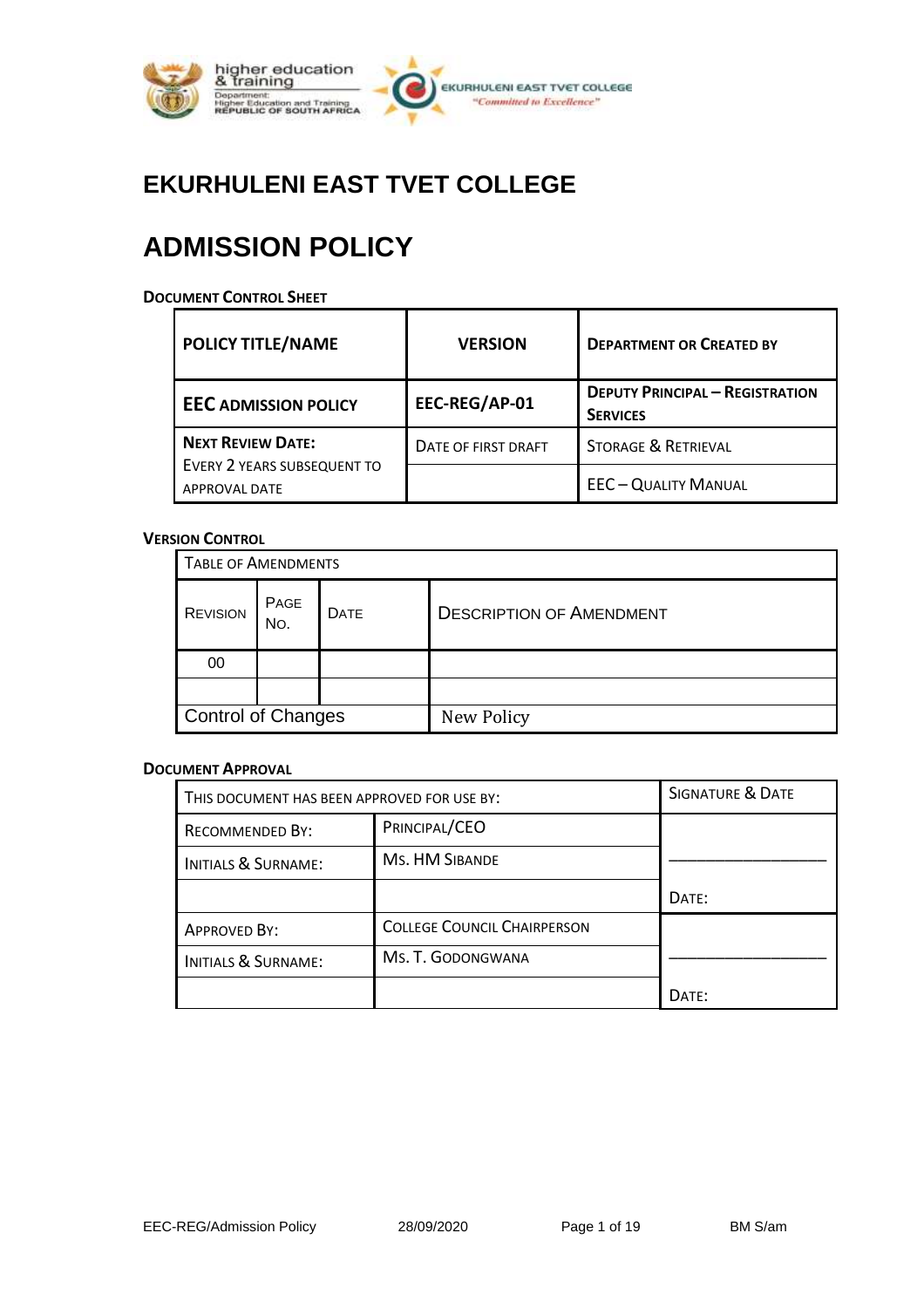# EKURHULENI EAST TVET COLLEGE

# ADMISSION POLICY

**DOCUMENT CONTROL SHEET**

| POLICY TITLE/NAME | VERSION | DEPARTMENT OR CREATED BY |
|---|---|---|
| **EEC ADMISSION POLICY** | **EEC-REG/AP-01** | **DEPUTY PRINCIPAL – REGISTRATION SERVICES** |
| **NEXT REVIEW DATE:** EVERY 2 YEARS SUBSEQUENT TO APPROVAL DATE | DATE OF FIRST DRAFT | STORAGE & RETRIEVAL |
| | | EEC – QUALITY MANUAL |

**VERSION CONTROL**

| TABLE OF AMENDMENTS | | | |
|---|---|---|---|
| REVISION | PAGE NO. | DATE | DESCRIPTION OF AMENDMENT |
| 00 | | | |
| | | | |
| Control of Changes | | | New Policy |

**DOCUMENT APPROVAL**

| THIS DOCUMENT HAS BEEN APPROVED FOR USE BY: | | SIGNATURE & DATE |
|---|---|---|
| RECOMMENDED BY: | PRINCIPAL/CEO | |
| INITIALS & SURNAME: | MS. HM SIBANDE | ________________ |
| | | DATE: |
| APPROVED BY: | COLLEGE COUNCIL CHAIRPERSON | |
| INITIALS & SURNAME: | MS. T. GODONGWANA | ________________ |
| | | DATE: |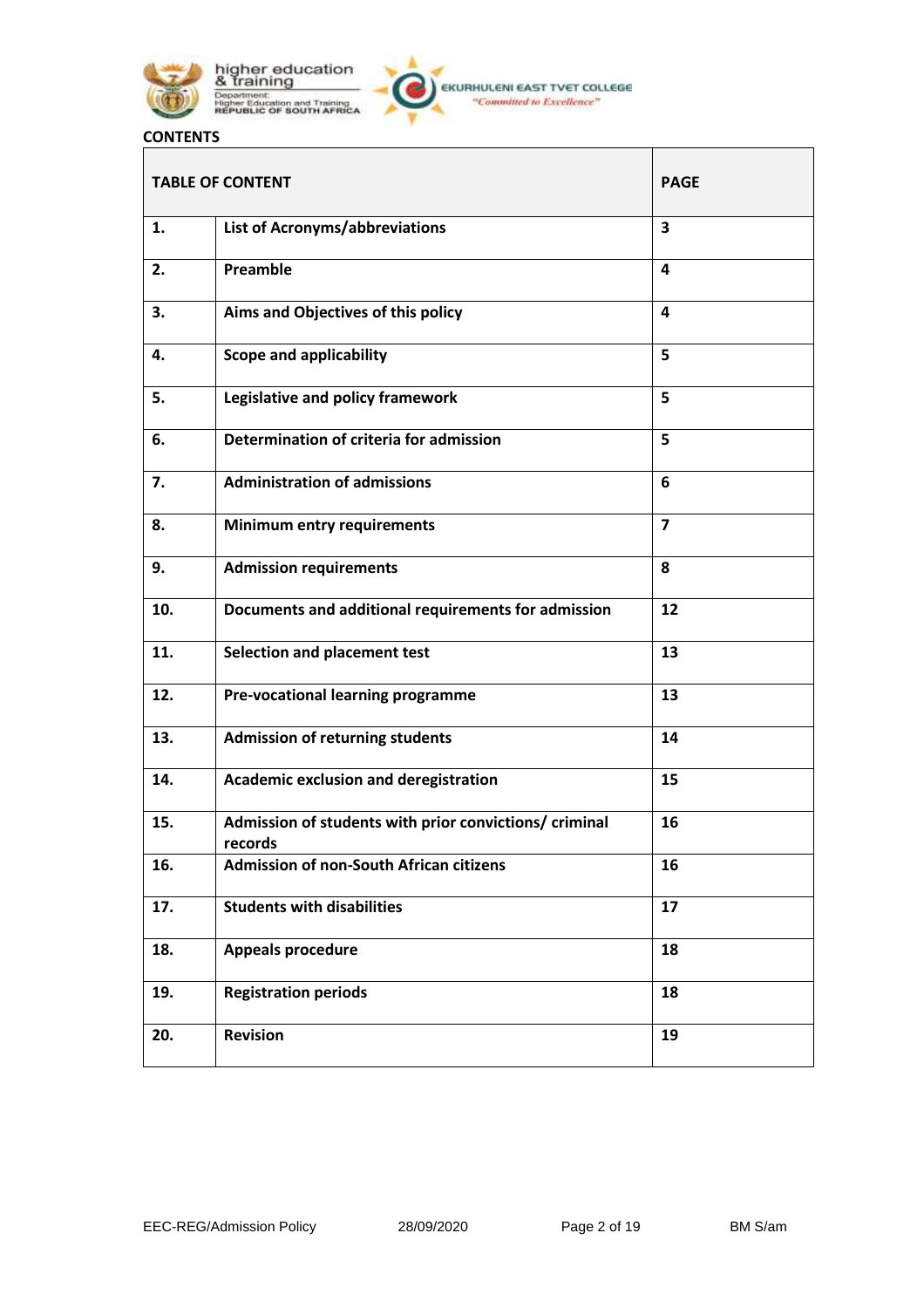**CONTENTS**

| TABLE OF CONTENT | | PAGE |
|---|---|---|
| **1.** | **List of Acronyms/abbreviations** | **3** |
| **2.** | **Preamble** | **4** |
| **3.** | **Aims and Objectives of this policy** | **4** |
| **4.** | **Scope and applicability** | **5** |
| **5.** | **Legislative and policy framework** | **5** |
| **6.** | **Determination of criteria for admission** | **5** |
| **7.** | **Administration of admissions** | **6** |
| **8.** | **Minimum entry requirements** | **7** |
| **9.** | **Admission requirements** | **8** |
| **10.** | **Documents and additional requirements for admission** | **12** |
| **11.** | **Selection and placement test** | **13** |
| **12.** | **Pre-vocational learning programme** | **13** |
| **13.** | **Admission of returning students** | **14** |
| **14.** | **Academic exclusion and deregistration** | **15** |
| **15.** | **Admission of students with prior convictions/ criminal records** | **16** |
| **16.** | **Admission of non-South African citizens** | **16** |
| **17.** | **Students with disabilities** | **17** |
| **18.** | **Appeals procedure** | **18** |
| **19.** | **Registration periods** | **18** |
| **20.** | **Revision** | **19** |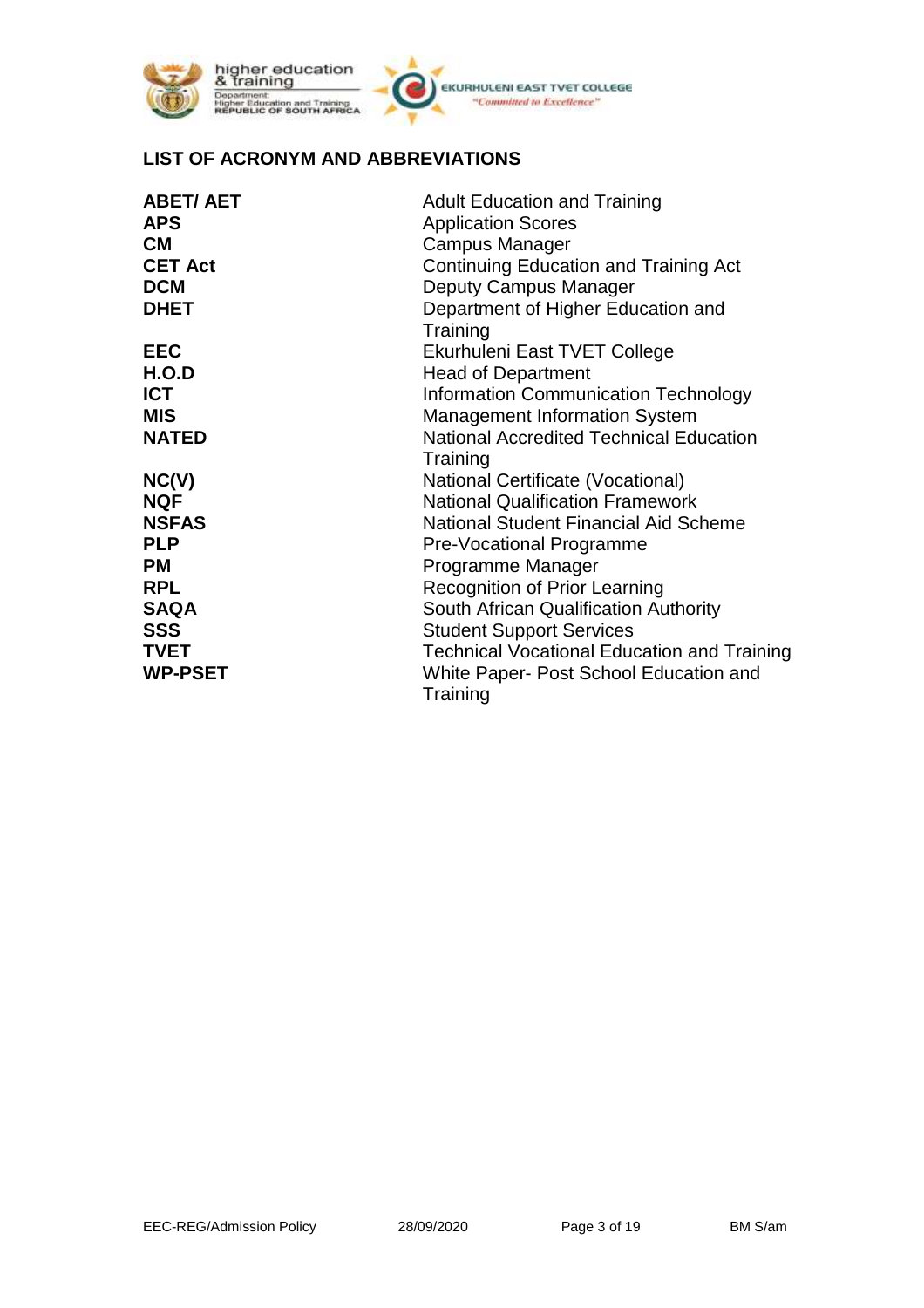## LIST OF ACRONYM AND ABBREVIATIONS

| | |
|---|---|
| **ABET/ AET** | Adult Education and Training |
| **APS** | Application Scores |
| **CM** | Campus Manager |
| **CET Act** | Continuing Education and Training Act |
| **DCM** | Deputy Campus Manager |
| **DHET** | Department of Higher Education and Training |
| **EEC** | Ekurhuleni East TVET College |
| **H.O.D** | Head of Department |
| **ICT** | Information Communication Technology |
| **MIS** | Management Information System |
| **NATED** | National Accredited Technical Education Training |
| **NC(V)** | National Certificate (Vocational) |
| **NQF** | National Qualification Framework |
| **NSFAS** | National Student Financial Aid Scheme |
| **PLP** | Pre-Vocational Programme |
| **PM** | Programme Manager |
| **RPL** | Recognition of Prior Learning |
| **SAQA** | South African Qualification Authority |
| **SSS** | Student Support Services |
| **TVET** | Technical Vocational Education and Training |
| **WP-PSET** | White Paper- Post School Education and Training |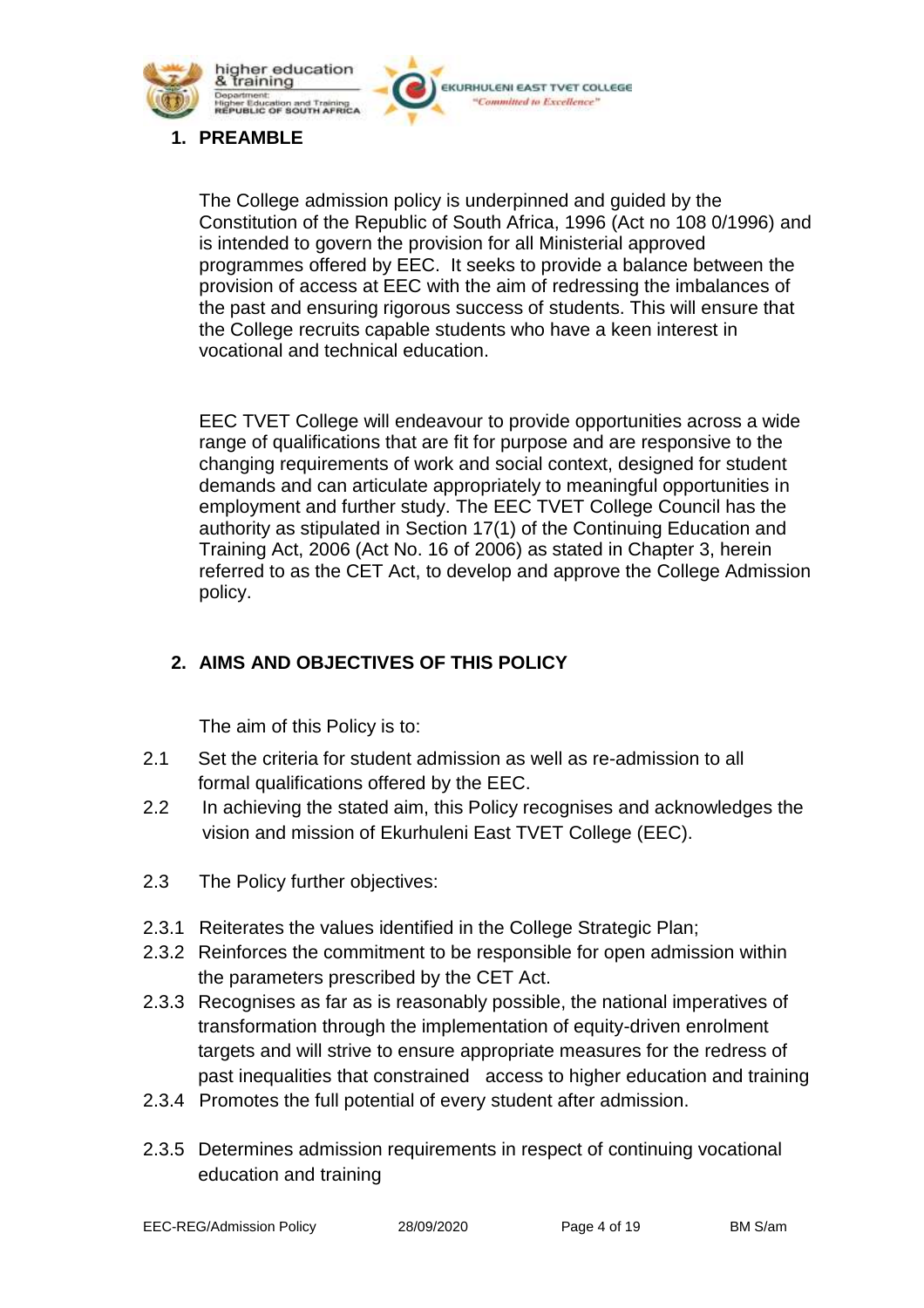## 1. PREAMBLE

The College admission policy is underpinned and guided by the Constitution of the Republic of South Africa, 1996 (Act no 108 0/1996) and is intended to govern the provision for all Ministerial approved programmes offered by EEC. It seeks to provide a balance between the provision of access at EEC with the aim of redressing the imbalances of the past and ensuring rigorous success of students. This will ensure that the College recruits capable students who have a keen interest in vocational and technical education.

EEC TVET College will endeavour to provide opportunities across a wide range of qualifications that are fit for purpose and are responsive to the changing requirements of work and social context, designed for student demands and can articulate appropriately to meaningful opportunities in employment and further study. The EEC TVET College Council has the authority as stipulated in Section 17(1) of the Continuing Education and Training Act, 2006 (Act No. 16 of 2006) as stated in Chapter 3, herein referred to as the CET Act, to develop and approve the College Admission policy.

## 2. AIMS AND OBJECTIVES OF THIS POLICY

The aim of this Policy is to:

2.1 Set the criteria for student admission as well as re-admission to all formal qualifications offered by the EEC.

2.2 In achieving the stated aim, this Policy recognises and acknowledges the vision and mission of Ekurhuleni East TVET College (EEC).

2.3 The Policy further objectives:

2.3.1 Reiterates the values identified in the College Strategic Plan;

2.3.2 Reinforces the commitment to be responsible for open admission within the parameters prescribed by the CET Act.

2.3.3 Recognises as far as is reasonably possible, the national imperatives of transformation through the implementation of equity-driven enrolment targets and will strive to ensure appropriate measures for the redress of past inequalities that constrained access to higher education and training

2.3.4 Promotes the full potential of every student after admission.

2.3.5 Determines admission requirements in respect of continuing vocational education and training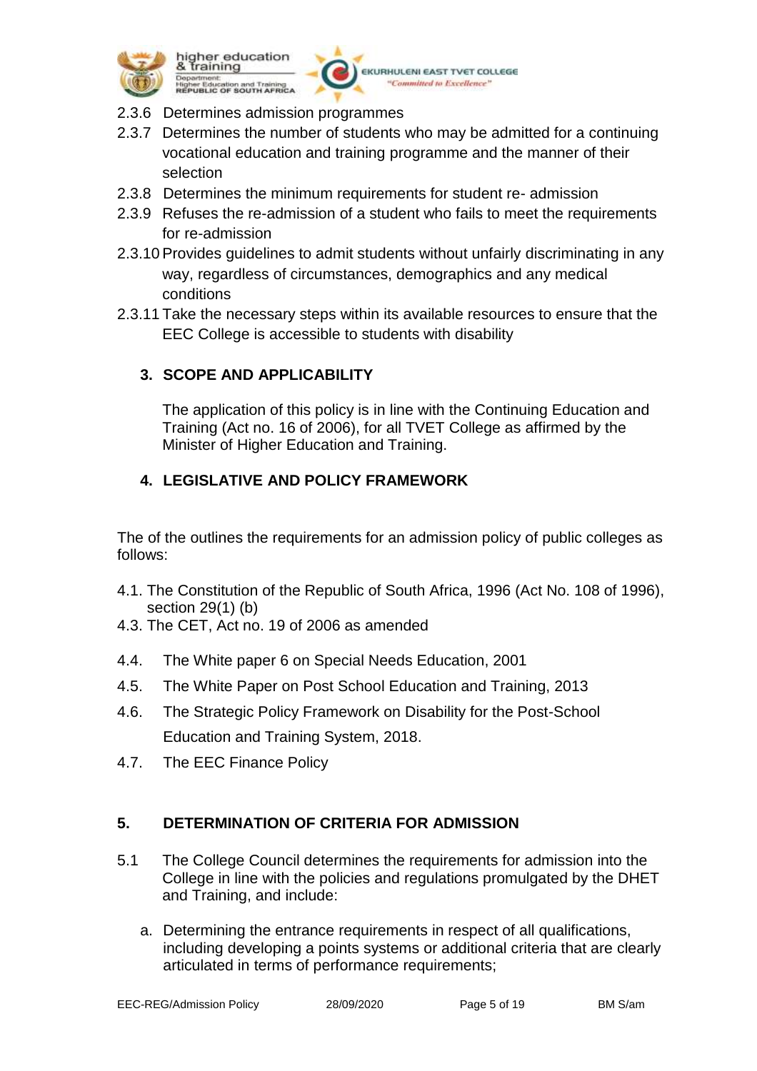2.3.6 Determines admission programmes

2.3.7 Determines the number of students who may be admitted for a continuing vocational education and training programme and the manner of their selection

2.3.8 Determines the minimum requirements for student re- admission

2.3.9 Refuses the re-admission of a student who fails to meet the requirements for re-admission

2.3.10 Provides guidelines to admit students without unfairly discriminating in any way, regardless of circumstances, demographics and any medical conditions

2.3.11 Take the necessary steps within its available resources to ensure that the EEC College is accessible to students with disability

## 3. SCOPE AND APPLICABILITY

The application of this policy is in line with the Continuing Education and Training (Act no. 16 of 2006), for all TVET College as affirmed by the Minister of Higher Education and Training.

## 4. LEGISLATIVE AND POLICY FRAMEWORK

The of the outlines the requirements for an admission policy of public colleges as follows:

4.1. The Constitution of the Republic of South Africa, 1996 (Act No. 108 of 1996), section 29(1) (b)

4.3. The CET, Act no. 19 of 2006 as amended

4.4. The White paper 6 on Special Needs Education, 2001

4.5. The White Paper on Post School Education and Training, 2013

4.6. The Strategic Policy Framework on Disability for the Post-School Education and Training System, 2018.

4.7. The EEC Finance Policy

## 5. DETERMINATION OF CRITERIA FOR ADMISSION

5.1 The College Council determines the requirements for admission into the College in line with the policies and regulations promulgated by the DHET and Training, and include:

a. Determining the entrance requirements in respect of all qualifications, including developing a points systems or additional criteria that are clearly articulated in terms of performance requirements;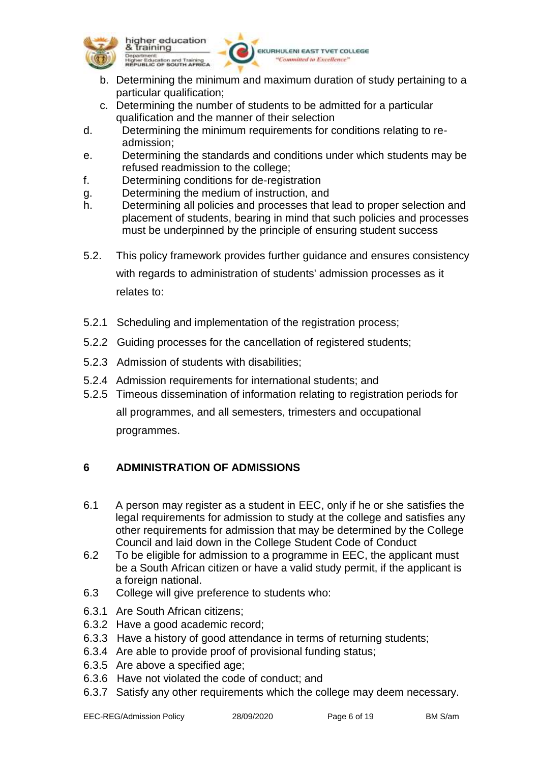b. Determining the minimum and maximum duration of study pertaining to a particular qualification;
c. Determining the number of students to be admitted for a particular qualification and the manner of their selection
d. Determining the minimum requirements for conditions relating to re-admission;
e. Determining the standards and conditions under which students may be refused readmission to the college;
f. Determining conditions for de-registration
g. Determining the medium of instruction, and
h. Determining all policies and processes that lead to proper selection and placement of students, bearing in mind that such policies and processes must be underpinned by the principle of ensuring student success

5.2. This policy framework provides further guidance and ensures consistency with regards to administration of students' admission processes as it relates to:

5.2.1 Scheduling and implementation of the registration process;

5.2.2 Guiding processes for the cancellation of registered students;

5.2.3 Admission of students with disabilities;

5.2.4 Admission requirements for international students; and

5.2.5 Timeous dissemination of information relating to registration periods for all programmes, and all semesters, trimesters and occupational programmes.

## 6 ADMINISTRATION OF ADMISSIONS

6.1 A person may register as a student in EEC, only if he or she satisfies the legal requirements for admission to study at the college and satisfies any other requirements for admission that may be determined by the College Council and laid down in the College Student Code of Conduct

6.2 To be eligible for admission to a programme in EEC, the applicant must be a South African citizen or have a valid study permit, if the applicant is a foreign national.

6.3 College will give preference to students who:

6.3.1 Are South African citizens;
6.3.2 Have a good academic record;
6.3.3 Have a history of good attendance in terms of returning students;
6.3.4 Are able to provide proof of provisional funding status;
6.3.5 Are above a specified age;
6.3.6 Have not violated the code of conduct; and
6.3.7 Satisfy any other requirements which the college may deem necessary.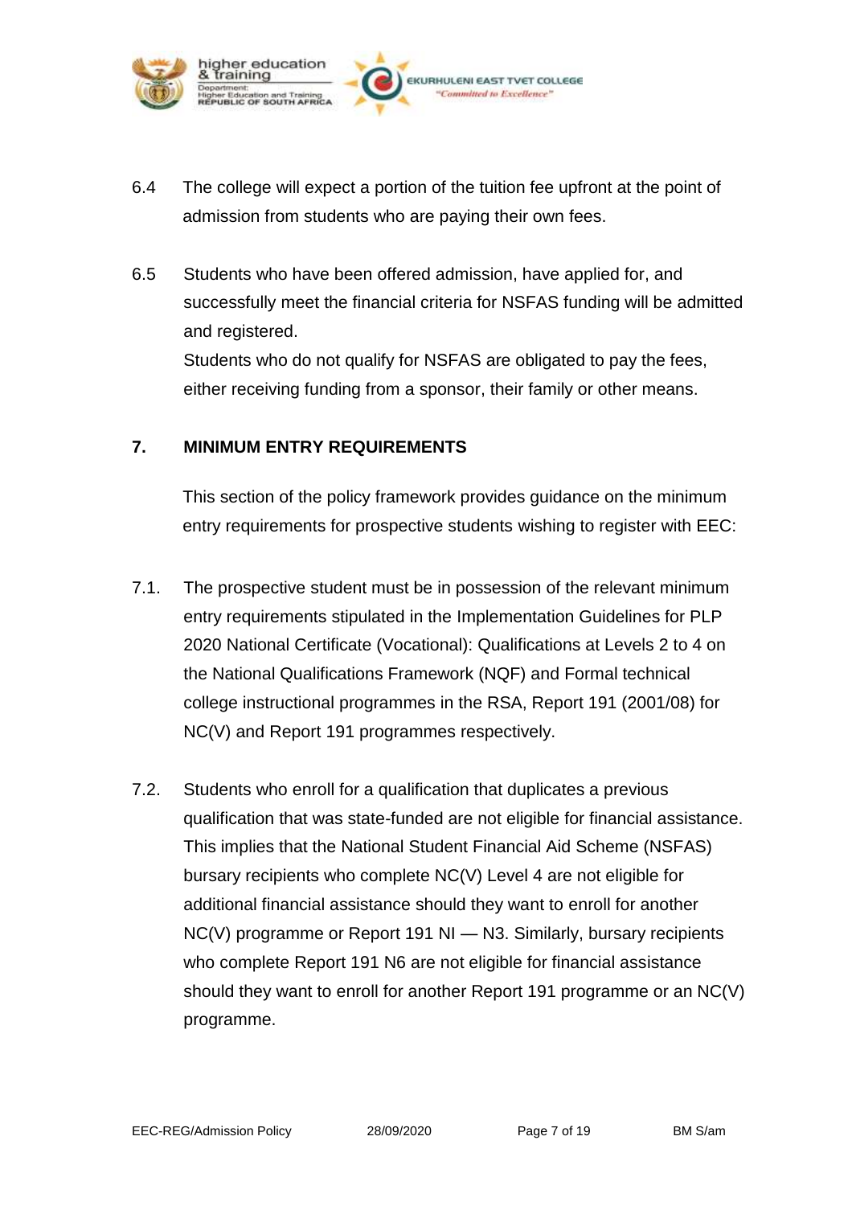6.4 The college will expect a portion of the tuition fee upfront at the point of admission from students who are paying their own fees.

6.5 Students who have been offered admission, have applied for, and successfully meet the financial criteria for NSFAS funding will be admitted and registered.
Students who do not qualify for NSFAS are obligated to pay the fees, either receiving funding from a sponsor, their family or other means.

## 7. MINIMUM ENTRY REQUIREMENTS

This section of the policy framework provides guidance on the minimum entry requirements for prospective students wishing to register with EEC:

7.1. The prospective student must be in possession of the relevant minimum entry requirements stipulated in the Implementation Guidelines for PLP 2020 National Certificate (Vocational): Qualifications at Levels 2 to 4 on the National Qualifications Framework (NQF) and Formal technical college instructional programmes in the RSA, Report 191 (2001/08) for NC(V) and Report 191 programmes respectively.

7.2. Students who enroll for a qualification that duplicates a previous qualification that was state-funded are not eligible for financial assistance. This implies that the National Student Financial Aid Scheme (NSFAS) bursary recipients who complete NC(V) Level 4 are not eligible for additional financial assistance should they want to enroll for another NC(V) programme or Report 191 NI — N3. Similarly, bursary recipients who complete Report 191 N6 are not eligible for financial assistance should they want to enroll for another Report 191 programme or an NC(V) programme.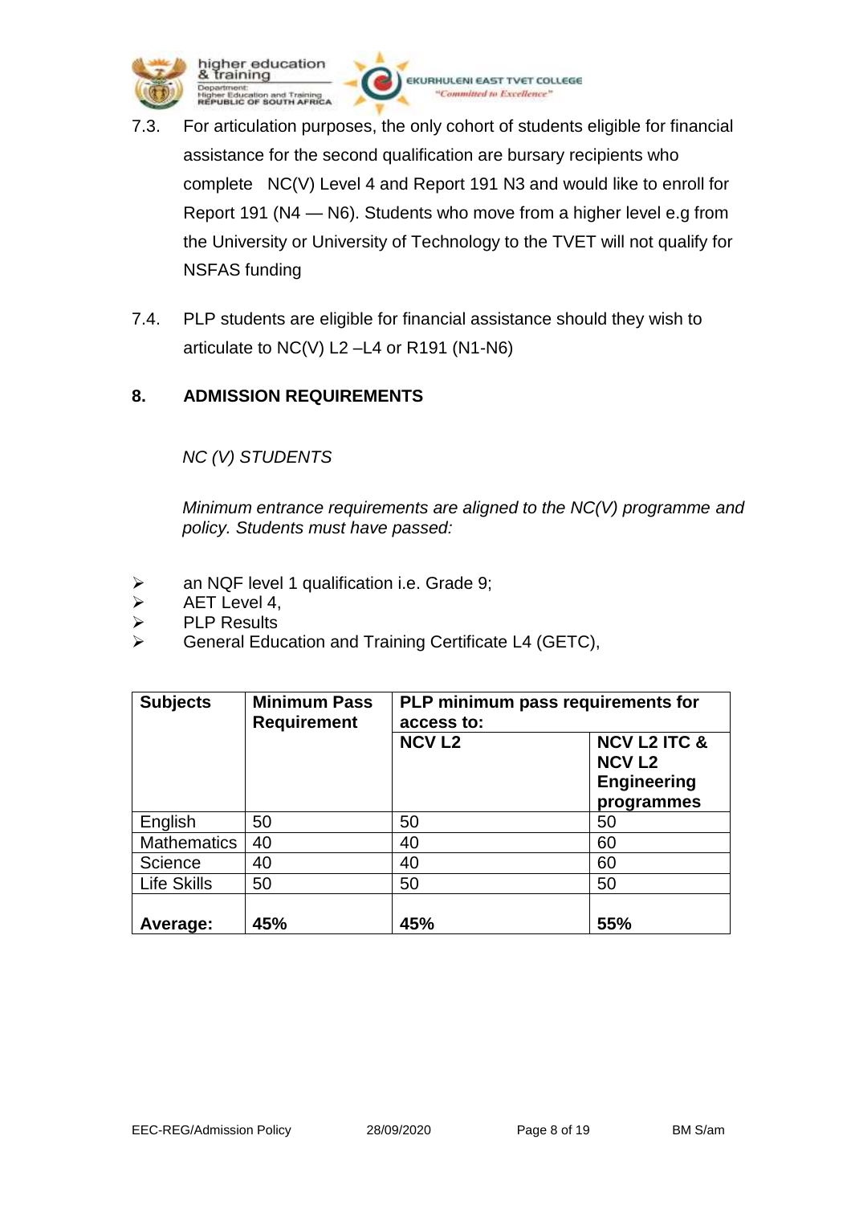7.3. For articulation purposes, the only cohort of students eligible for financial assistance for the second qualification are bursary recipients who complete NC(V) Level 4 and Report 191 N3 and would like to enroll for Report 191 (N4 — N6). Students who move from a higher level e.g from the University or University of Technology to the TVET will not qualify for NSFAS funding

7.4. PLP students are eligible for financial assistance should they wish to articulate to NC(V) L2 –L4 or R191 (N1-N6)

## 8. ADMISSION REQUIREMENTS

*NC (V) STUDENTS*

*Minimum entrance requirements are aligned to the NC(V) programme and policy. Students must have passed:*

- an NQF level 1 qualification i.e. Grade 9;
- AET Level 4,
- PLP Results
- General Education and Training Certificate L4 (GETC),

| **Subjects** | **Minimum Pass Requirement** | **PLP minimum pass requirements for access to:** | |
|---|---|---|---|
| | | **NCV L2** | **NCV L2 ITC & NCV L2 Engineering programmes** |
| English | 50 | 50 | 50 |
| Mathematics | 40 | 40 | 60 |
| Science | 40 | 40 | 60 |
| Life Skills | 50 | 50 | 50 |
| **Average:** | **45%** | **45%** | **55%** |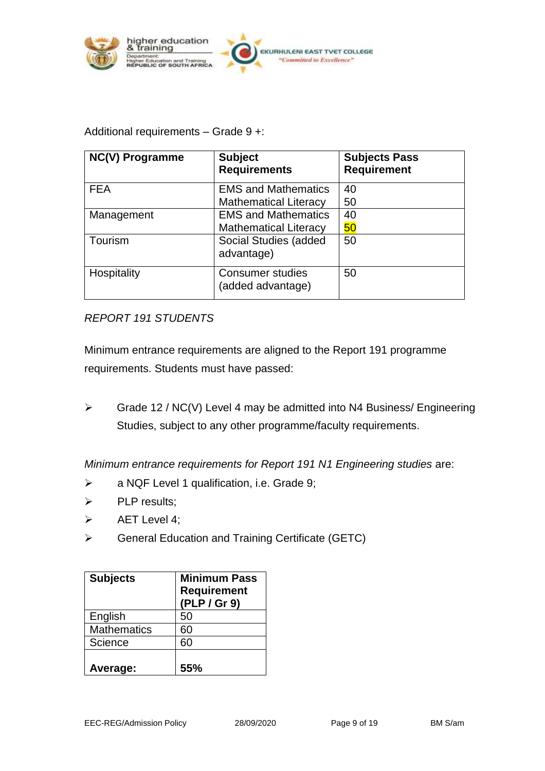Additional requirements – Grade 9 +:

| NC(V) Programme | Subject Requirements | Subjects Pass Requirement |
|---|---|---|
| FEA | EMS and Mathematics<br>Mathematical Literacy | 40<br>50 |
| Management | EMS and Mathematics<br>Mathematical Literacy | 40<br>50 |
| Tourism | Social Studies (added advantage) | 50 |
| Hospitality | Consumer studies (added advantage) | 50 |

*REPORT 191 STUDENTS*

Minimum entrance requirements are aligned to the Report 191 programme requirements. Students must have passed:

- Grade 12 / NC(V) Level 4 may be admitted into N4 Business/ Engineering Studies, subject to any other programme/faculty requirements.

*Minimum entrance requirements for Report 191 N1 Engineering studies* are:

- a NQF Level 1 qualification, i.e. Grade 9;
- PLP results;
- AET Level 4;
- General Education and Training Certificate (GETC)

| Subjects | Minimum Pass Requirement (PLP / Gr 9) |
|---|---|
| English | 50 |
| Mathematics | 60 |
| Science | 60 |
| **Average:** | **55%** |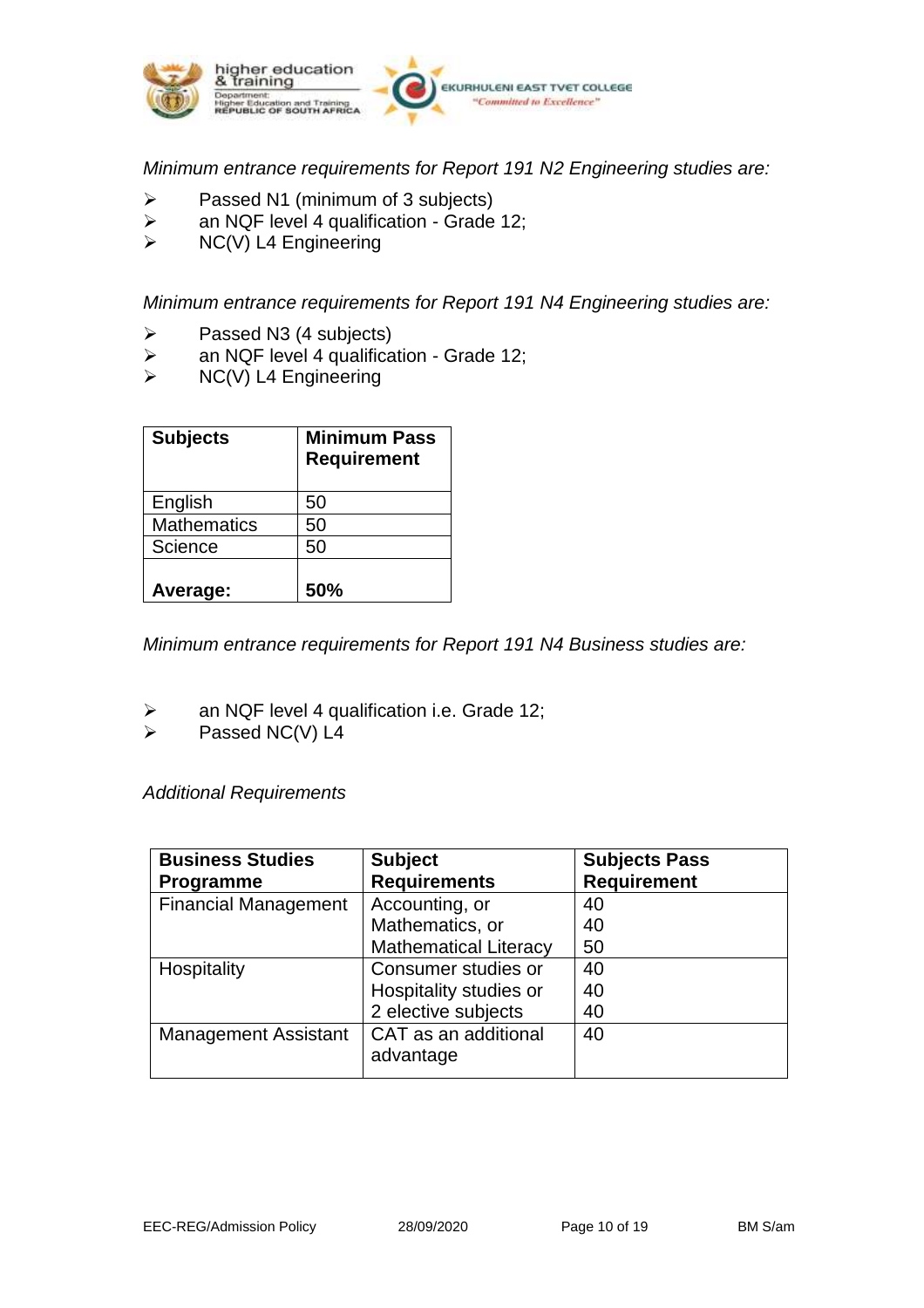*Minimum entrance requirements for Report 191 N2 Engineering studies are:*

- Passed N1 (minimum of 3 subjects)
- an NQF level 4 qualification - Grade 12;
- NC(V) L4 Engineering

*Minimum entrance requirements for Report 191 N4 Engineering studies are:*

- Passed N3 (4 subjects)
- an NQF level 4 qualification - Grade 12;
- NC(V) L4 Engineering

| **Subjects** | **Minimum Pass Requirement** |
|---|---|
| English | 50 |
| Mathematics | 50 |
| Science | 50 |
| **Average:** | **50%** |

*Minimum entrance requirements for Report 191 N4 Business studies are:*

- an NQF level 4 qualification i.e. Grade 12;
- Passed NC(V) L4

*Additional Requirements*

| **Business Studies Programme** | **Subject Requirements** | **Subjects Pass Requirement** |
|---|---|---|
| Financial Management | Accounting, or<br>Mathematics, or<br>Mathematical Literacy | 40<br>40<br>50 |
| Hospitality | Consumer studies or<br>Hospitality studies or<br>2 elective subjects | 40<br>40<br>40 |
| Management Assistant | CAT as an additional advantage | 40 |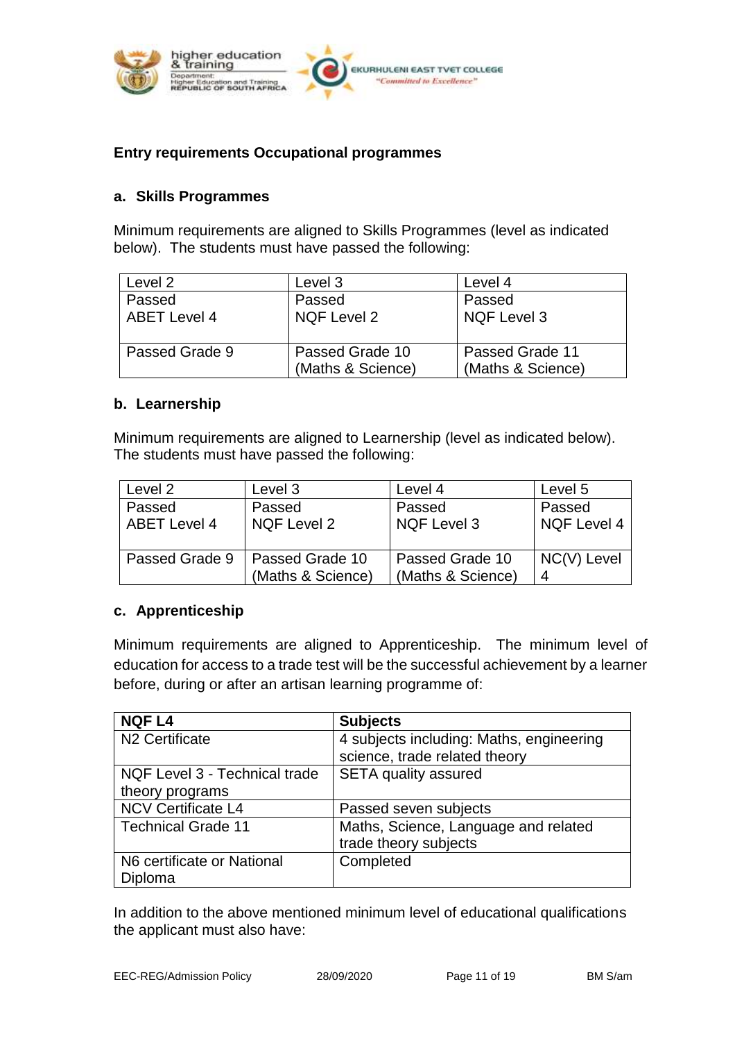**Entry requirements Occupational programmes**

**a. Skills Programmes**

Minimum requirements are aligned to Skills Programmes (level as indicated below). The students must have passed the following:

| Level 2 | Level 3 | Level 4 |
|---|---|---|
| Passed ABET Level 4 | Passed NQF Level 2 | Passed NQF Level 3 |
| Passed Grade 9 | Passed Grade 10 (Maths & Science) | Passed Grade 11 (Maths & Science) |

**b. Learnership**

Minimum requirements are aligned to Learnership (level as indicated below). The students must have passed the following:

| Level 2 | Level 3 | Level 4 | Level 5 |
|---|---|---|---|
| Passed ABET Level 4 | Passed NQF Level 2 | Passed NQF Level 3 | Passed NQF Level 4 |
| Passed Grade 9 | Passed Grade 10 (Maths & Science) | Passed Grade 10 (Maths & Science) | NC(V) Level 4 |

**c. Apprenticeship**

Minimum requirements are aligned to Apprenticeship. The minimum level of education for access to a trade test will be the successful achievement by a learner before, during or after an artisan learning programme of:

| NQF L4 | Subjects |
|---|---|
| N2 Certificate | 4 subjects including: Maths, engineering science, trade related theory |
| NQF Level 3 - Technical trade theory programs | SETA quality assured |
| NCV Certificate L4 | Passed seven subjects |
| Technical Grade 11 | Maths, Science, Language and related trade theory subjects |
| N6 certificate or National Diploma | Completed |

In addition to the above mentioned minimum level of educational qualifications the applicant must also have: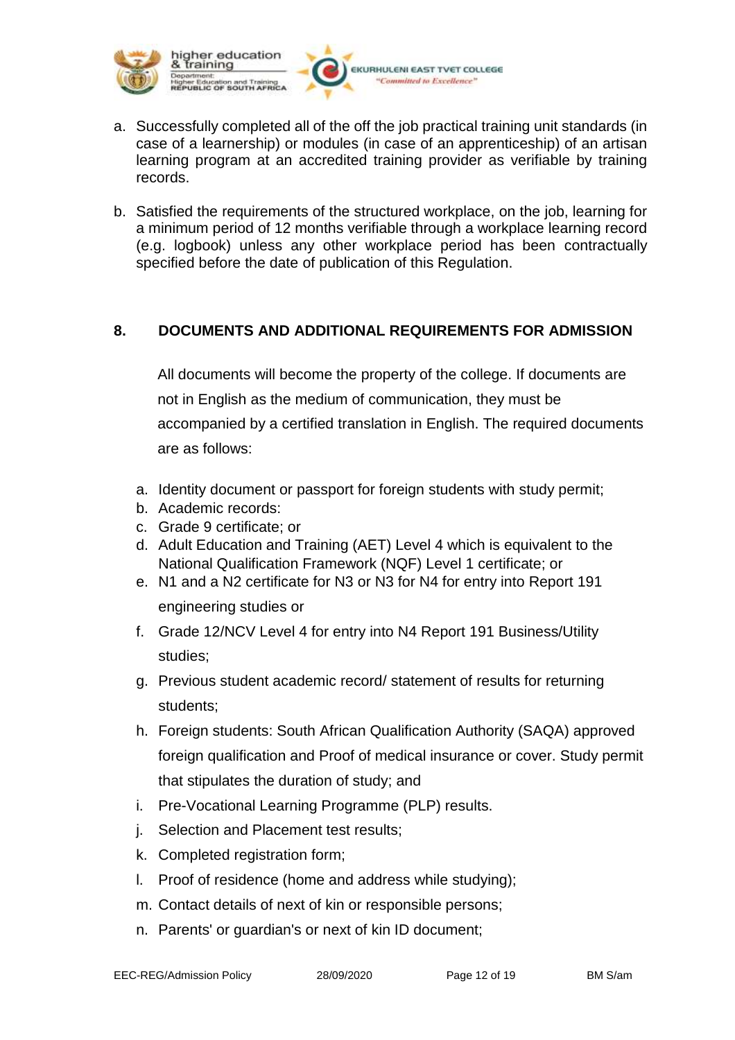a. Successfully completed all of the off the job practical training unit standards (in case of a learnership) or modules (in case of an apprenticeship) of an artisan learning program at an accredited training provider as verifiable by training records.

b. Satisfied the requirements of the structured workplace, on the job, learning for a minimum period of 12 months verifiable through a workplace learning record (e.g. logbook) unless any other workplace period has been contractually specified before the date of publication of this Regulation.

## 8. DOCUMENTS AND ADDITIONAL REQUIREMENTS FOR ADMISSION

All documents will become the property of the college. If documents are not in English as the medium of communication, they must be accompanied by a certified translation in English. The required documents are as follows:

a. Identity document or passport for foreign students with study permit;
b. Academic records:
c. Grade 9 certificate; or
d. Adult Education and Training (AET) Level 4 which is equivalent to the National Qualification Framework (NQF) Level 1 certificate; or
e. N1 and a N2 certificate for N3 or N3 for N4 for entry into Report 191 engineering studies or
f. Grade 12/NCV Level 4 for entry into N4 Report 191 Business/Utility studies;
g. Previous student academic record/ statement of results for returning students;
h. Foreign students: South African Qualification Authority (SAQA) approved foreign qualification and Proof of medical insurance or cover. Study permit that stipulates the duration of study; and
i. Pre-Vocational Learning Programme (PLP) results.
j. Selection and Placement test results;
k. Completed registration form;
l. Proof of residence (home and address while studying);
m. Contact details of next of kin or responsible persons;
n. Parents' or guardian's or next of kin ID document;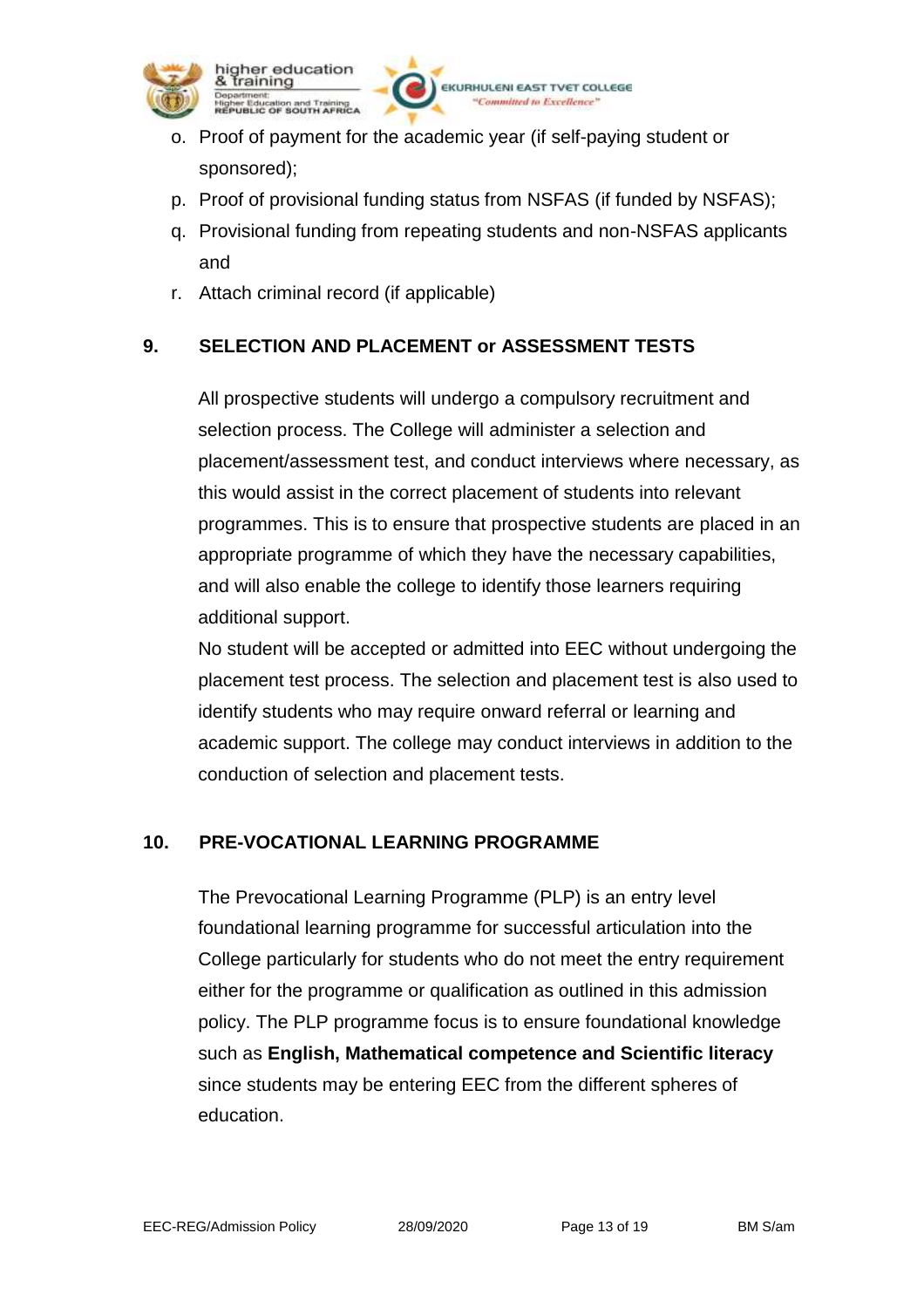o. Proof of payment for the academic year (if self-paying student or sponsored);
p. Proof of provisional funding status from NSFAS (if funded by NSFAS);
q. Provisional funding from repeating students and non-NSFAS applicants and
r. Attach criminal record (if applicable)

## 9. SELECTION AND PLACEMENT or ASSESSMENT TESTS

All prospective students will undergo a compulsory recruitment and selection process. The College will administer a selection and placement/assessment test, and conduct interviews where necessary, as this would assist in the correct placement of students into relevant programmes. This is to ensure that prospective students are placed in an appropriate programme of which they have the necessary capabilities, and will also enable the college to identify those learners requiring additional support.

No student will be accepted or admitted into EEC without undergoing the placement test process. The selection and placement test is also used to identify students who may require onward referral or learning and academic support. The college may conduct interviews in addition to the conduction of selection and placement tests.

## 10. PRE-VOCATIONAL LEARNING PROGRAMME

The Prevocational Learning Programme (PLP) is an entry level foundational learning programme for successful articulation into the College particularly for students who do not meet the entry requirement either for the programme or qualification as outlined in this admission policy. The PLP programme focus is to ensure foundational knowledge such as **English, Mathematical competence and Scientific literacy** since students may be entering EEC from the different spheres of education.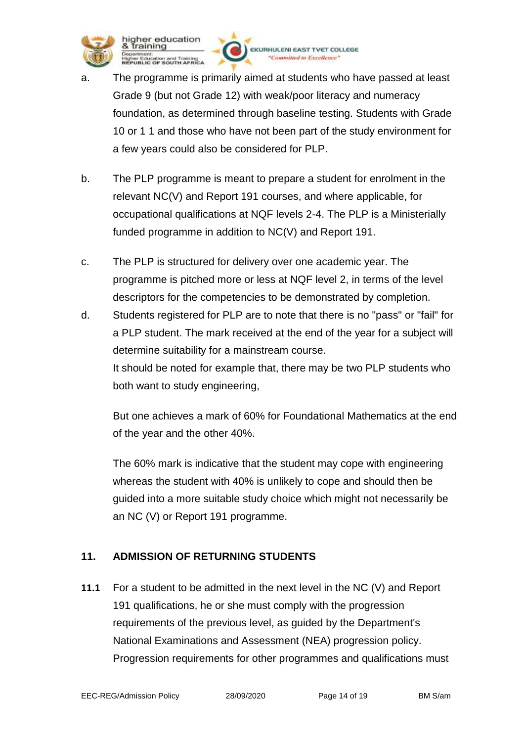a. The programme is primarily aimed at students who have passed at least Grade 9 (but not Grade 12) with weak/poor literacy and numeracy foundation, as determined through baseline testing. Students with Grade 10 or 1 1 and those who have not been part of the study environment for a few years could also be considered for PLP.

b. The PLP programme is meant to prepare a student for enrolment in the relevant NC(V) and Report 191 courses, and where applicable, for occupational qualifications at NQF levels 2-4. The PLP is a Ministerially funded programme in addition to NC(V) and Report 191.

c. The PLP is structured for delivery over one academic year. The programme is pitched more or less at NQF level 2, in terms of the level descriptors for the competencies to be demonstrated by completion.

d. Students registered for PLP are to note that there is no "pass" or "fail" for a PLP student. The mark received at the end of the year for a subject will determine suitability for a mainstream course.
It should be noted for example that, there may be two PLP students who both want to study engineering,

But one achieves a mark of 60% for Foundational Mathematics at the end of the year and the other 40%.

The 60% mark is indicative that the student may cope with engineering whereas the student with 40% is unlikely to cope and should then be guided into a more suitable study choice which might not necessarily be an NC (V) or Report 191 programme.

## 11. ADMISSION OF RETURNING STUDENTS

**11.1** For a student to be admitted in the next level in the NC (V) and Report 191 qualifications, he or she must comply with the progression requirements of the previous level, as guided by the Department's National Examinations and Assessment (NEA) progression policy. Progression requirements for other programmes and qualifications must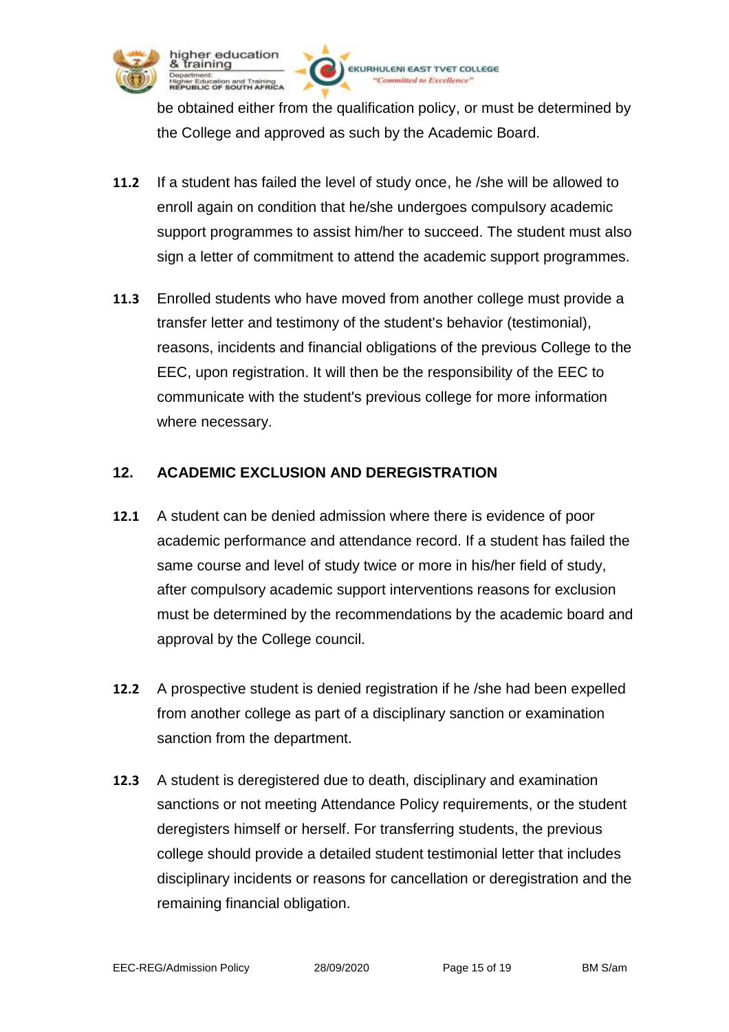be obtained either from the qualification policy, or must be determined by the College and approved as such by the Academic Board.

**11.2** If a student has failed the level of study once, he /she will be allowed to enroll again on condition that he/she undergoes compulsory academic support programmes to assist him/her to succeed. The student must also sign a letter of commitment to attend the academic support programmes.

**11.3** Enrolled students who have moved from another college must provide a transfer letter and testimony of the student's behavior (testimonial), reasons, incidents and financial obligations of the previous College to the EEC, upon registration. It will then be the responsibility of the EEC to communicate with the student's previous college for more information where necessary.

## 12. ACADEMIC EXCLUSION AND DEREGISTRATION

**12.1** A student can be denied admission where there is evidence of poor academic performance and attendance record. If a student has failed the same course and level of study twice or more in his/her field of study, after compulsory academic support interventions reasons for exclusion must be determined by the recommendations by the academic board and approval by the College council.

**12.2** A prospective student is denied registration if he /she had been expelled from another college as part of a disciplinary sanction or examination sanction from the department.

**12.3** A student is deregistered due to death, disciplinary and examination sanctions or not meeting Attendance Policy requirements, or the student deregisters himself or herself. For transferring students, the previous college should provide a detailed student testimonial letter that includes disciplinary incidents or reasons for cancellation or deregistration and the remaining financial obligation.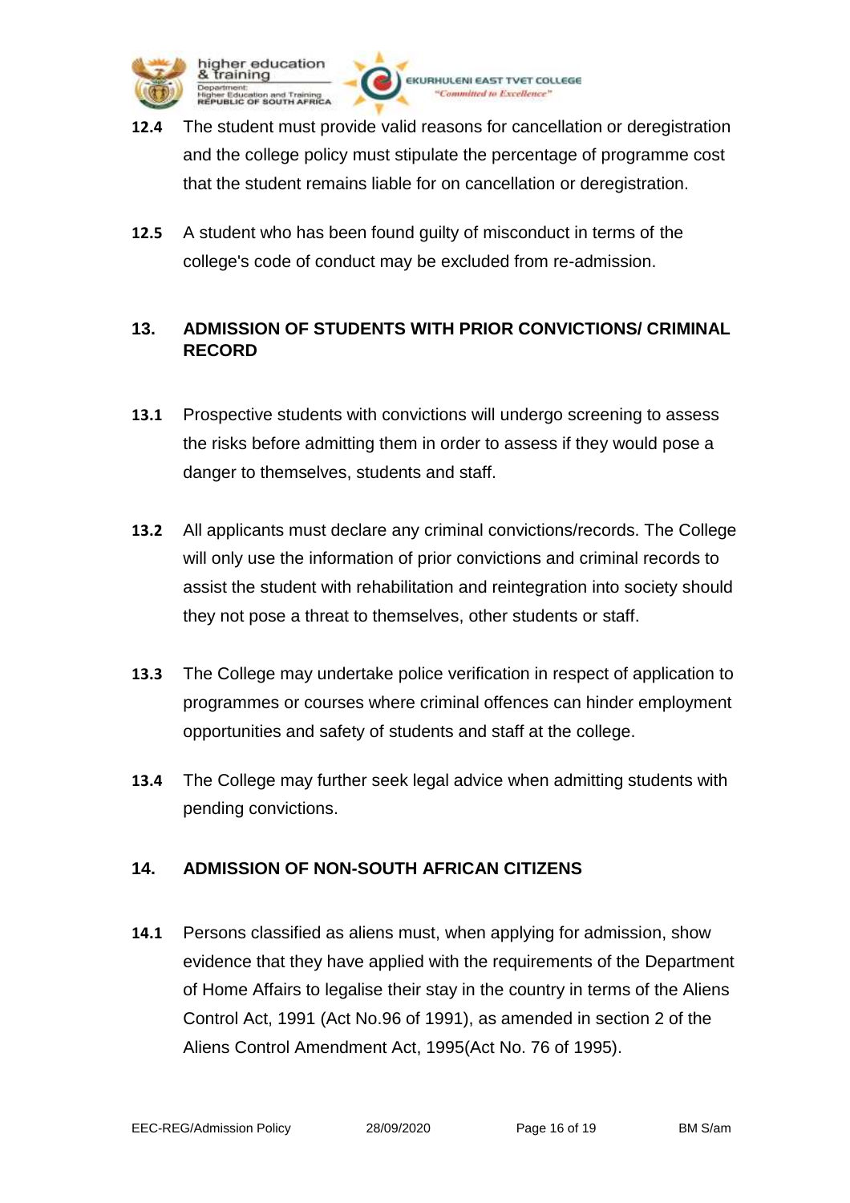**12.4** The student must provide valid reasons for cancellation or deregistration and the college policy must stipulate the percentage of programme cost that the student remains liable for on cancellation or deregistration.

**12.5** A student who has been found guilty of misconduct in terms of the college's code of conduct may be excluded from re-admission.

## 13. ADMISSION OF STUDENTS WITH PRIOR CONVICTIONS/ CRIMINAL RECORD

**13.1** Prospective students with convictions will undergo screening to assess the risks before admitting them in order to assess if they would pose a danger to themselves, students and staff.

**13.2** All applicants must declare any criminal convictions/records. The College will only use the information of prior convictions and criminal records to assist the student with rehabilitation and reintegration into society should they not pose a threat to themselves, other students or staff.

**13.3** The College may undertake police verification in respect of application to programmes or courses where criminal offences can hinder employment opportunities and safety of students and staff at the college.

**13.4** The College may further seek legal advice when admitting students with pending convictions.

## 14. ADMISSION OF NON-SOUTH AFRICAN CITIZENS

**14.1** Persons classified as aliens must, when applying for admission, show evidence that they have applied with the requirements of the Department of Home Affairs to legalise their stay in the country in terms of the Aliens Control Act, 1991 (Act No.96 of 1991), as amended in section 2 of the Aliens Control Amendment Act, 1995(Act No. 76 of 1995).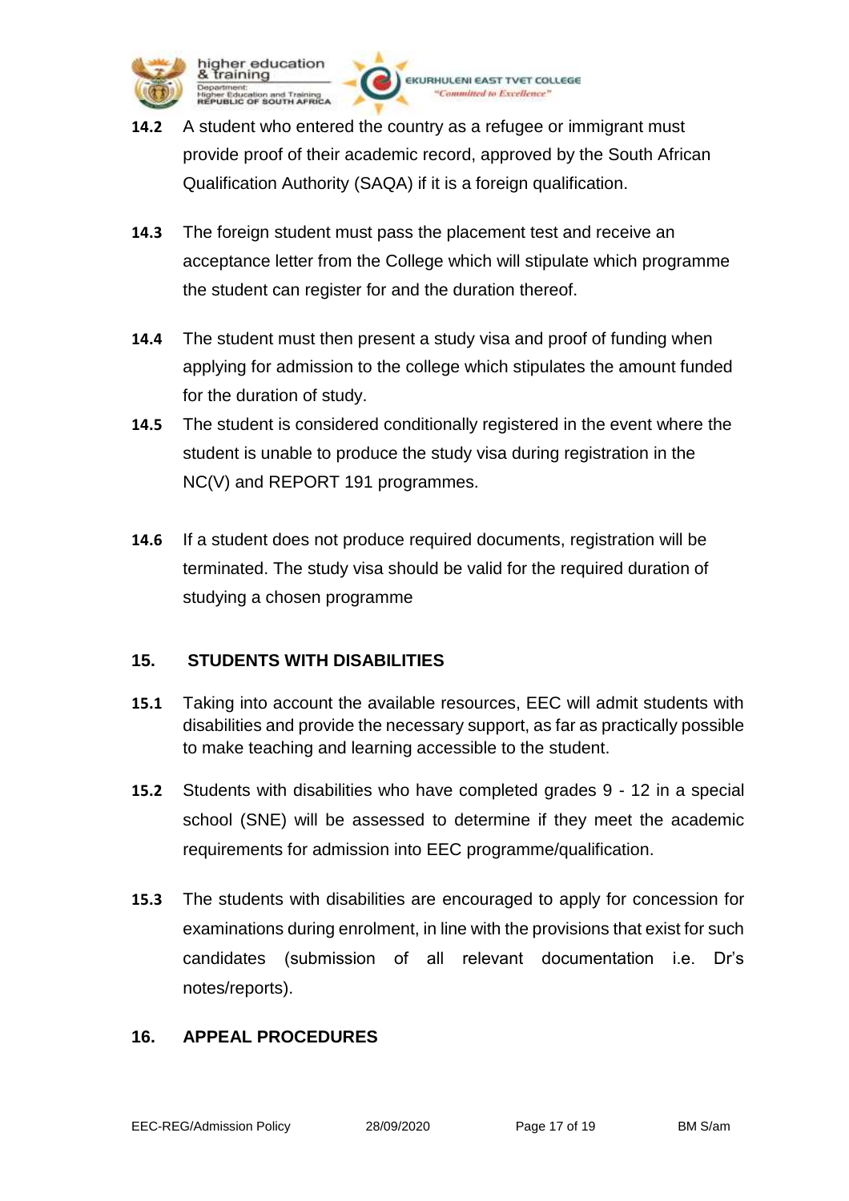**14.2** A student who entered the country as a refugee or immigrant must provide proof of their academic record, approved by the South African Qualification Authority (SAQA) if it is a foreign qualification.

**14.3** The foreign student must pass the placement test and receive an acceptance letter from the College which will stipulate which programme the student can register for and the duration thereof.

**14.4** The student must then present a study visa and proof of funding when applying for admission to the college which stipulates the amount funded for the duration of study.

**14.5** The student is considered conditionally registered in the event where the student is unable to produce the study visa during registration in the NC(V) and REPORT 191 programmes.

**14.6** If a student does not produce required documents, registration will be terminated. The study visa should be valid for the required duration of studying a chosen programme

## 15. STUDENTS WITH DISABILITIES

**15.1** Taking into account the available resources, EEC will admit students with disabilities and provide the necessary support, as far as practically possible to make teaching and learning accessible to the student.

**15.2** Students with disabilities who have completed grades 9 - 12 in a special school (SNE) will be assessed to determine if they meet the academic requirements for admission into EEC programme/qualification.

**15.3** The students with disabilities are encouraged to apply for concession for examinations during enrolment, in line with the provisions that exist for such candidates (submission of all relevant documentation i.e. Dr's notes/reports).

## 16. APPEAL PROCEDURES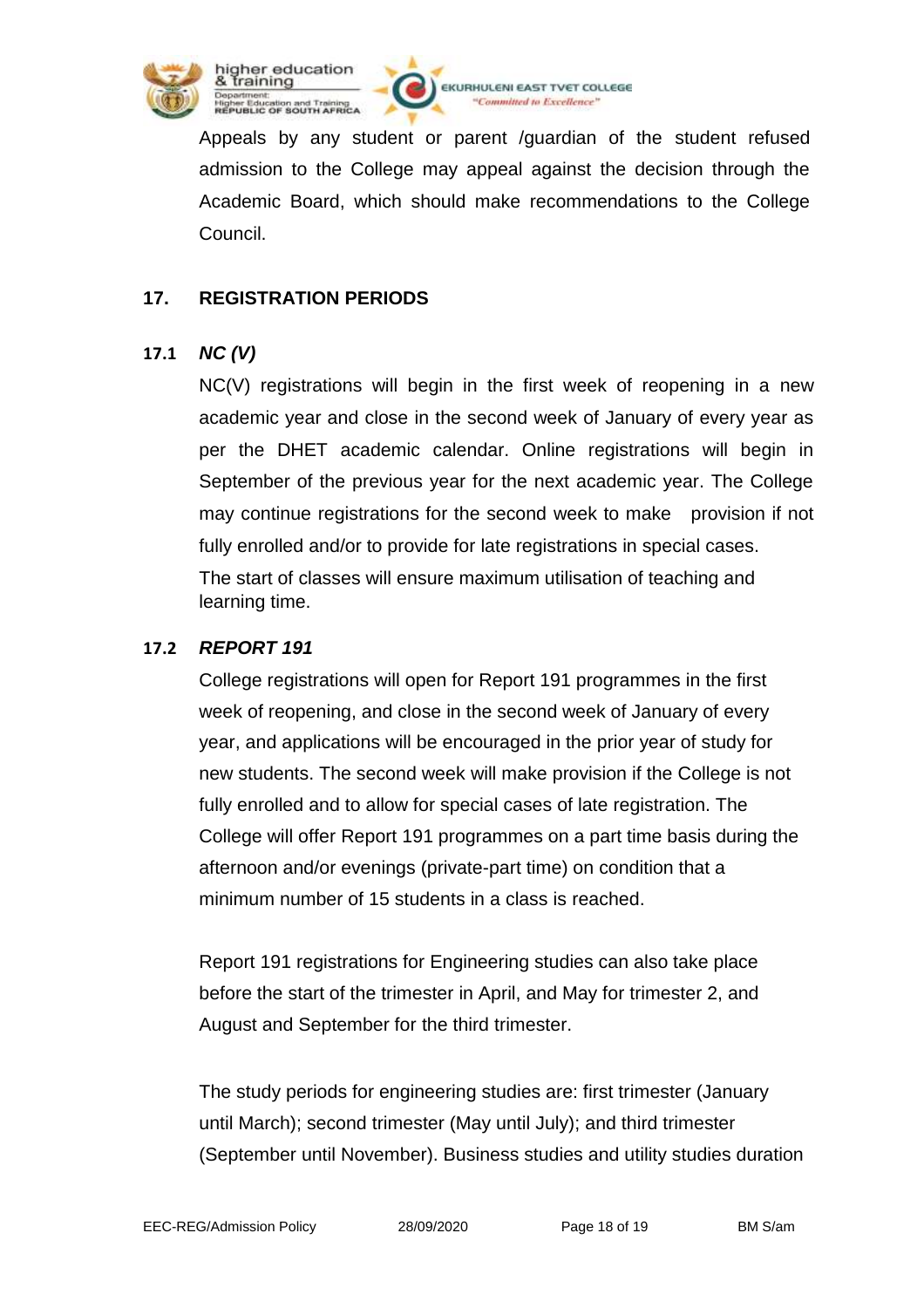Appeals by any student or parent /guardian of the student refused admission to the College may appeal against the decision through the Academic Board, which should make recommendations to the College Council.

## 17. REGISTRATION PERIODS

### 17.1 *NC (V)*

NC(V) registrations will begin in the first week of reopening in a new academic year and close in the second week of January of every year as per the DHET academic calendar. Online registrations will begin in September of the previous year for the next academic year. The College may continue registrations for the second week to make provision if not fully enrolled and/or to provide for late registrations in special cases.

The start of classes will ensure maximum utilisation of teaching and learning time.

### 17.2 *REPORT 191*

College registrations will open for Report 191 programmes in the first week of reopening, and close in the second week of January of every year, and applications will be encouraged in the prior year of study for new students. The second week will make provision if the College is not fully enrolled and to allow for special cases of late registration. The College will offer Report 191 programmes on a part time basis during the afternoon and/or evenings (private-part time) on condition that a minimum number of 15 students in a class is reached.

Report 191 registrations for Engineering studies can also take place before the start of the trimester in April, and May for trimester 2, and August and September for the third trimester.

The study periods for engineering studies are: first trimester (January until March); second trimester (May until July); and third trimester (September until November). Business studies and utility studies duration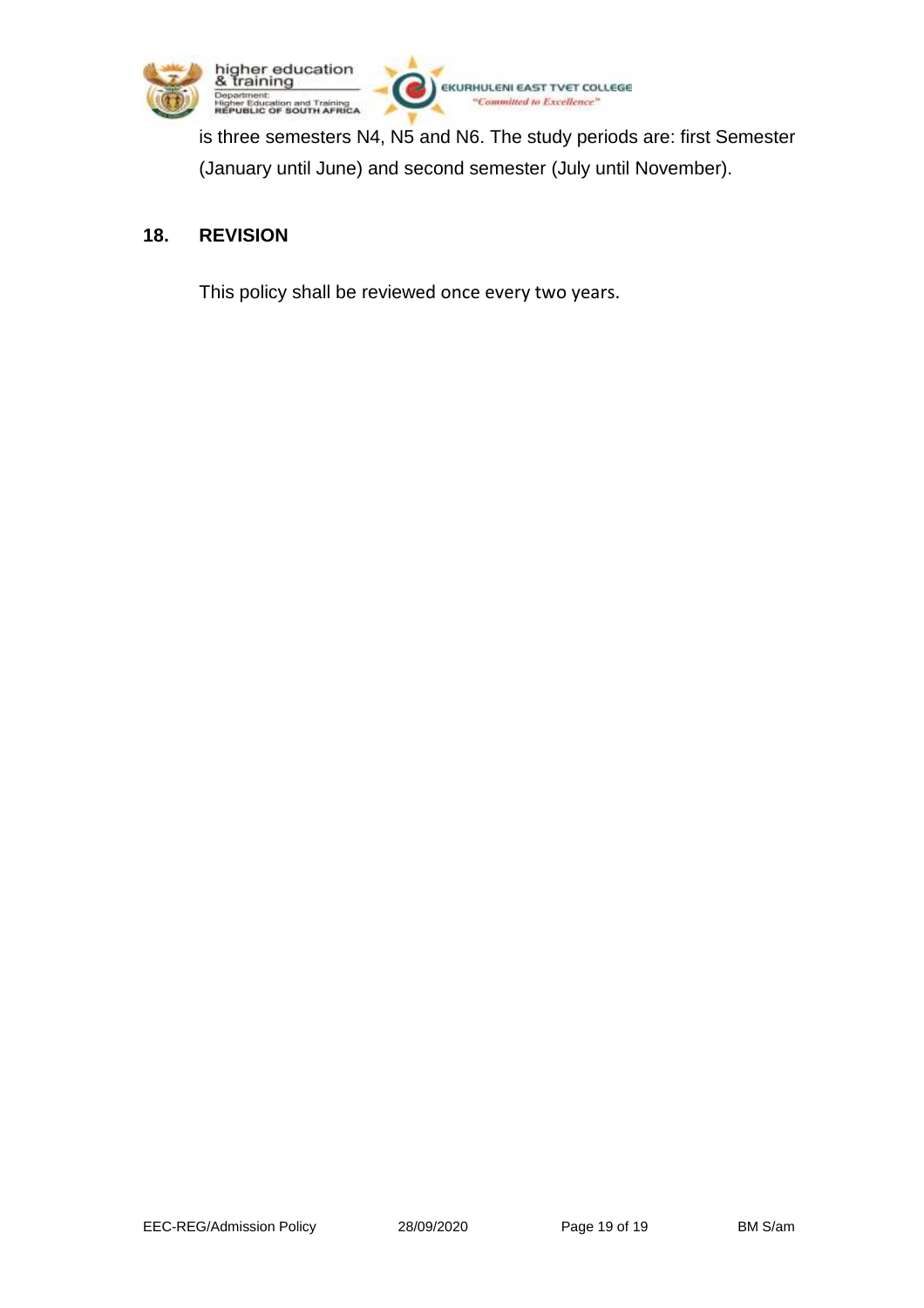is three semesters N4, N5 and N6. The study periods are: first Semester (January until June) and second semester (July until November).

## 18. REVISION

This policy shall be reviewed once every two years.